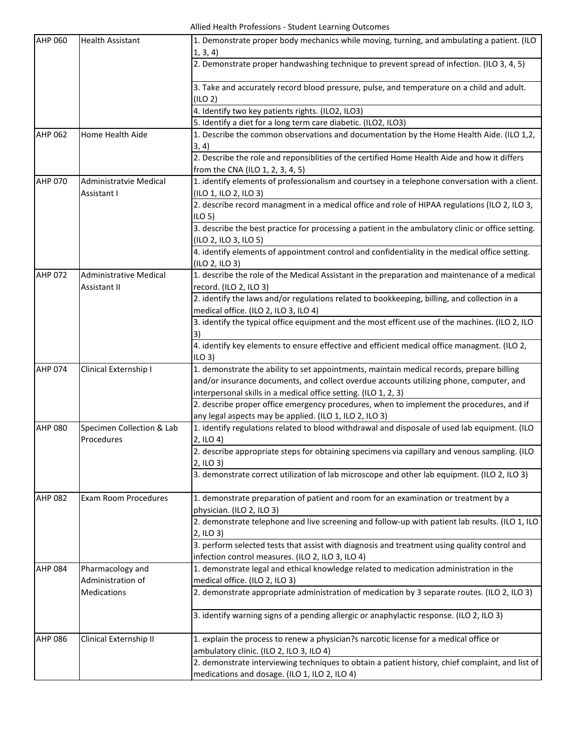# Allied Health Professions - Student Learning Outcomes

| Course | Title | Student Learning Outcome |
|---|---|---|
| AHP 060 | Health Assistant | 1. Demonstrate proper body mechanics while moving, turning, and ambulating a patient. (ILO 1, 3, 4) |
| | | 2. Demonstrate proper handwashing technique to prevent spread of infection. (ILO 3, 4, 5) |
| | | 3. Take and accurately record blood pressure, pulse, and temperature on a child and adult. (ILO 2) |
| | | 4. Identify two key patients rights. (ILO2, ILO3) |
| | | 5. Identify a diet for a long term care diabetic. (ILO2, ILO3) |
| AHP 062 | Home Health Aide | 1. Describe the common observations and documentation by the Home Health Aide. (ILO 1,2, 3, 4) |
| | | 2. Describe the role and reponsiblities of the certified Home Health Aide and how it differs from the CNA (ILO 1, 2, 3, 4, 5) |
| AHP 070 | Administratvie Medical Assistant I | 1. identify elements of professionalism and courtsey in a telephone conversation with a client. (ILO 1, ILO 2, ILO 3) |
| | | 2. describe record managment in a medical office and role of HIPAA regulations (ILO 2, ILO 3, ILO 5) |
| | | 3. describe the best practice for processing a patient in the ambulatory clinic or office setting. (ILO 2, ILO 3, ILO 5) |
| | | 4. identify elements of appointment control and confidentiality in the medical office setting. (ILO 2, ILO 3) |
| AHP 072 | Administrative Medical Assistant II | 1. describe the role of the Medical Assistant in the preparation and maintenance of a medical record. (ILO 2, ILO 3) |
| | | 2. identify the laws and/or regulations related to bookkeeping, billing, and collection in a medical office. (ILO 2, ILO 3, ILO 4) |
| | | 3. identify the typical office equipment and the most efficent use of the machines. (ILO 2, ILO 3) |
| | | 4. identify key elements to ensure effective and efficient medical office managment. (ILO 2, ILO 3) |
| AHP 074 | Clinical Externship I | 1. demonstrate the ability to set appointments, maintain medical records, prepare billing and/or insurance documents, and collect overdue accounts utilizing phone, computer, and interpersonal skills in a medical office setting. (ILO 1, 2, 3) |
| | | 2. describe proper office emergency procedures, when to implement the procedures, and if any legal aspects may be applied. (ILO 1, ILO 2, ILO 3) |
| AHP 080 | Specimen Collection & Lab Procedures | 1. identify regulations related to blood withdrawal and disposale of used lab equipment. (ILO 2, ILO 4) |
| | | 2. describe appropriate steps for obtaining specimens via capillary and venous sampling. (ILO 2, ILO 3) |
| | | 3. demonstrate correct utilization of lab microscope and other lab equipment. (ILO 2, ILO 3) |
| AHP 082 | Exam Room Procedures | 1. demonstrate preparation of patient and room for an examination or treatment by a physician. (ILO 2, ILO 3) |
| | | 2. demonstrate telephone and live screening and follow-up with patient lab results. (ILO 1, ILO 2, ILO 3) |
| | | 3. perform selected tests that assist with diagnosis and treatment using quality control and infection control measures. (ILO 2, ILO 3, ILO 4) |
| AHP 084 | Pharmacology and Administration of Medications | 1. demonstrate legal and ethical knowledge related to medication administration in the medical office. (ILO 2, ILO 3) |
| | | 2. demonstrate appropriate administration of medication by 3 separate routes. (ILO 2, ILO 3) |
| | | 3. identify warning signs of a pending allergic or anaphylactic response. (ILO 2, ILO 3) |
| AHP 086 | Clinical Externship II | 1. explain the process to renew a physician?s narcotic license for a medical office or ambulatory clinic. (ILO 2, ILO 3, ILO 4) |
| | | 2. demonstrate interviewing techniques to obtain a patient history, chief complaint, and list of medications and dosage. (ILO 1, ILO 2, ILO 4) |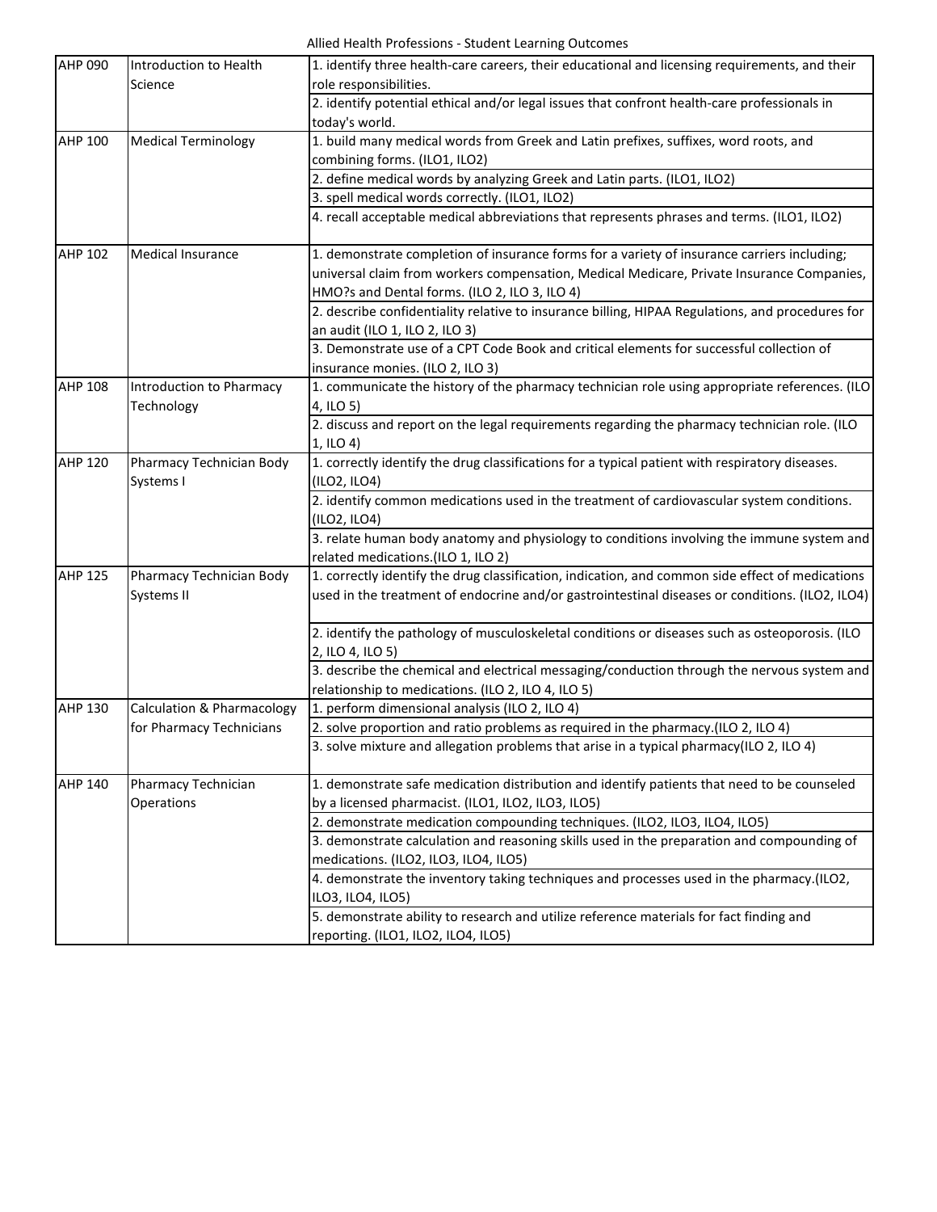Allied Health Professions - Student Learning Outcomes

| | | |
|---|---|---|
| AHP 090 | Introduction to Health Science | 1. identify three health-care careers, their educational and licensing requirements, and their role responsibilities. |
| | | 2. identify potential ethical and/or legal issues that confront health-care professionals in today's world. |
| AHP 100 | Medical Terminology | 1. build many medical words from Greek and Latin prefixes, suffixes, word roots, and combining forms. (ILO1, ILO2) |
| | | 2. define medical words by analyzing Greek and Latin parts. (ILO1, ILO2) |
| | | 3. spell medical words correctly. (ILO1, ILO2) |
| | | 4. recall acceptable medical abbreviations that represents phrases and terms. (ILO1, ILO2) |
| AHP 102 | Medical Insurance | 1. demonstrate completion of insurance forms for a variety of insurance carriers including; universal claim from workers compensation, Medical Medicare, Private Insurance Companies, HMO?s and Dental forms. (ILO 2, ILO 3, ILO 4) |
| | | 2. describe confidentiality relative to insurance billing, HIPAA Regulations, and procedures for an audit (ILO 1, ILO 2, ILO 3) |
| | | 3. Demonstrate use of a CPT Code Book and critical elements for successful collection of insurance monies. (ILO 2, ILO 3) |
| AHP 108 | Introduction to Pharmacy Technology | 1. communicate the history of the pharmacy technician role using appropriate references. (ILO 4, ILO 5) |
| | | 2. discuss and report on the legal requirements regarding the pharmacy technician role. (ILO 1, ILO 4) |
| AHP 120 | Pharmacy Technician Body Systems I | 1. correctly identify the drug classifications for a typical patient with respiratory diseases. (ILO2, ILO4) |
| | | 2. identify common medications used in the treatment of cardiovascular system conditions. (ILO2, ILO4) |
| | | 3. relate human body anatomy and physiology to conditions involving the immune system and related medications.(ILO 1, ILO 2) |
| AHP 125 | Pharmacy Technician Body Systems II | 1. correctly identify the drug classification, indication, and common side effect of medications used in the treatment of endocrine and/or gastrointestinal diseases or conditions. (ILO2, ILO4) |
| | | 2. identify the pathology of musculoskeletal conditions or diseases such as osteoporosis. (ILO 2, ILO 4, ILO 5) |
| | | 3. describe the chemical and electrical messaging/conduction through the nervous system and relationship to medications. (ILO 2, ILO 4, ILO 5) |
| AHP 130 | Calculation & Pharmacology for Pharmacy Technicians | 1. perform dimensional analysis (ILO 2, ILO 4) |
| | | 2. solve proportion and ratio problems as required in the pharmacy.(ILO 2, ILO 4) |
| | | 3. solve mixture and allegation problems that arise in a typical pharmacy(ILO 2, ILO 4) |
| AHP 140 | Pharmacy Technician Operations | 1. demonstrate safe medication distribution and identify patients that need to be counseled by a licensed pharmacist. (ILO1, ILO2, ILO3, ILO5) |
| | | 2. demonstrate medication compounding techniques. (ILO2, ILO3, ILO4, ILO5) |
| | | 3. demonstrate calculation and reasoning skills used in the preparation and compounding of medications. (ILO2, ILO3, ILO4, ILO5) |
| | | 4. demonstrate the inventory taking techniques and processes used in the pharmacy.(ILO2, ILO3, ILO4, ILO5) |
| | | 5. demonstrate ability to research and utilize reference materials for fact finding and reporting. (ILO1, ILO2, ILO4, ILO5) |